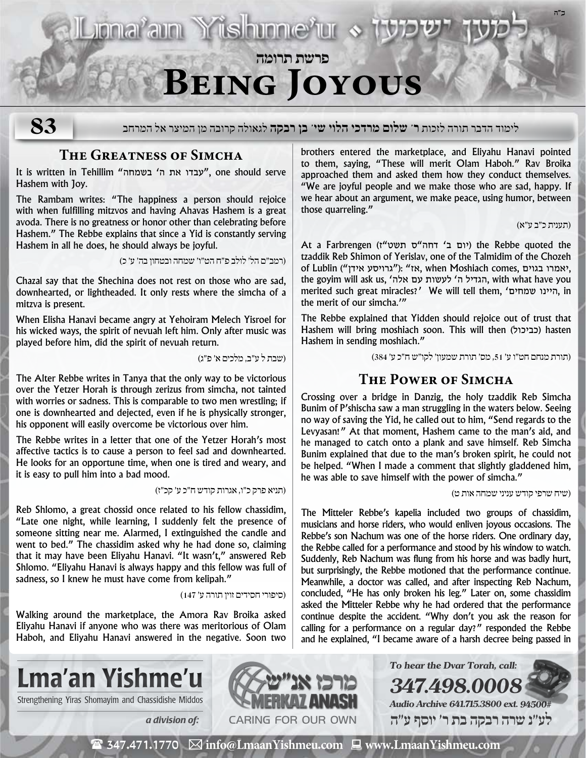# פרשת תרומה

# Being Joyous

לימוד הדבר תורה לזכות ר' **שלום מרדכי הלוי שי' בן רבקה** לגאולה קרובה מן המיצר אל המרחב

## The Greatness of Simcha

It is written in Tehillim "עבדו את ה' בשמחה", one should serve Hashem with Joy.

The Rambam writes: "The happiness a person should rejoice with when fulfilling mitzvos and having Ahavas Hashem is a great avoda. There is no greatness or honor other than celebrating before Hashem." The Rebbe explains that since a Yid is constantly serving Hashem in all he does, he should always be joyful.

(רמב"ם הל' לולב פ"ח הט"ו' שמחה ובטחון בה' ע' כ)

Chazal say that the Shechina does not rest on those who are sad, downhearted, or lightheaded. It only rests where the simcha of a mitzva is present.

When Elisha Hanavi became angry at Yehoiram Melech Yisroel for his wicked ways, the spirit of nevuah left him. Only after music was played before him, did the spirit of nevuah return.

(שבת ל ע"ב, מלכים א' פ"ג)

The Alter Rebbe writes in Tanya that the only way to be victorious over the Yetzer Horah is through zerizus from simcha, not tainted with worries or sadness. This is comparable to two men wrestling; if one is downhearted and dejected, even if he is physically stronger, his opponent will easily overcome be victorious over him.

The Rebbe writes in a letter that one of the Yetzer Horah's most affective tactics is to cause a person to feel sad and downhearted. He looks for an opportune time, when one is tired and weary, and it is easy to pull him into a bad mood.

(תניא פרק כ"ו, אגרות קודש ח"כ ע' קכ"ז)

Reb Shlomo, a great chossid once related to his fellow chassidim, "Late one night, while learning, I suddenly felt the presence of someone sitting near me. Alarmed, I extinguished the candle and went to bed." The chassidim asked why he had done so, claiming that it may have been Eliyahu Hanavi. "It wasn't," answered Reb Shlomo. "Eliyahu Hanavi is always happy and this fellow was full of sadness, so I knew he must have come from kelipah."

(סיפורי חסידים זוין תורה ע' 147)

Walking around the marketplace, the Amora Rav Broika asked Eliyahu Hanavi if anyone who was there was meritorious of Olam Haboh, and Eliyahu Hanavi answered in the negative. Soon two brothers entered the marketplace, and Eliyahu Hanavi pointed to them, saying, "These will merit Olam Haboh." Rav Broika approached them and asked them how they conduct themselves. "We are joyful people and we make those who are sad, happy. If we hear about an argument, we make peace, using humor, between those quarreling."

(תענית כ"ב ע"א)

At a Farbrengen (יום ב' דחה"ס תשט"ז) the Rebbe quoted the tzaddik Reb Shimon of Yerislav, one of the Talmidim of the Chozeh of Lublin ("גרויסע אידן"): "אז, when Moshiach comes, יאמרו בגוים, the goyim will ask us, 'הגדיל ה' לעשות עם אלה, with what have you merited such great miracles?' We will tell them, 'היינו שמחים, in the merit of our simcha.'"

The Rebbe explained that Yidden should rejoice out of trust that Hashem will bring moshiach soon. This will then (כביכול) hasten Hashem in sending moshiach."

(תורת מנחם חט"ז ע' 51, מס' תורת שמעון' לקו"ש ח"כ ע' 384)

## The Power of Simcha

Crossing over a bridge in Danzig, the holy tzaddik Reb Simcha Bunim of P'shischa saw a man struggling in the waters below. Seeing no way of saving the Yid, he called out to him, "Send regards to the Levyasan!" At that moment, Hashem came to the man's aid, and he managed to catch onto a plank and save himself. Reb Simcha Bunim explained that due to the man's broken spirit, he could not be helped. "When I made a comment that slightly gladdened him, he was able to save himself with the power of simcha."

(שיח שרפי קודש עניני שמחה אות ט)

The Mitteler Rebbe's kapelia included two groups of chassidim, musicians and horse riders, who would enliven joyous occasions. The Rebbe's son Nachum was one of the horse riders. One ordinary day, the Rebbe called for a performance and stood by his window to watch. Suddenly, Reb Nachum was flung from his horse and was badly hurt, but surprisingly, the Rebbe motioned that the performance continue. Meanwhile, a doctor was called, and after inspecting Reb Nachum, concluded, "He has only broken his leg." Later on, some chassidim asked the Mitteler Rebbe why he had ordered that the performance continue despite the accident. "Why don't you ask the reason for calling for a performance on a regular day?" responded the Rebbe and he explained, "I became aware of a harsh decree being passed in

**Lma'an Yishme'u**
Strengthening Yiras Shomayim and Chassidishe Middos
*a division of:* מרכז אנ"ש MERKAZ ANASH CARING FOR OUR OWN

*To hear the Dvar Torah, call:* **347.498.0008**
*Audio Archive 641.715.3800 ext. 94500#*
לע"נ שרה רבקה בת ר' יוסף ע"ה

347.471.1770 | info@LmaanYishmeu.com | www.LmaanYishmeu.com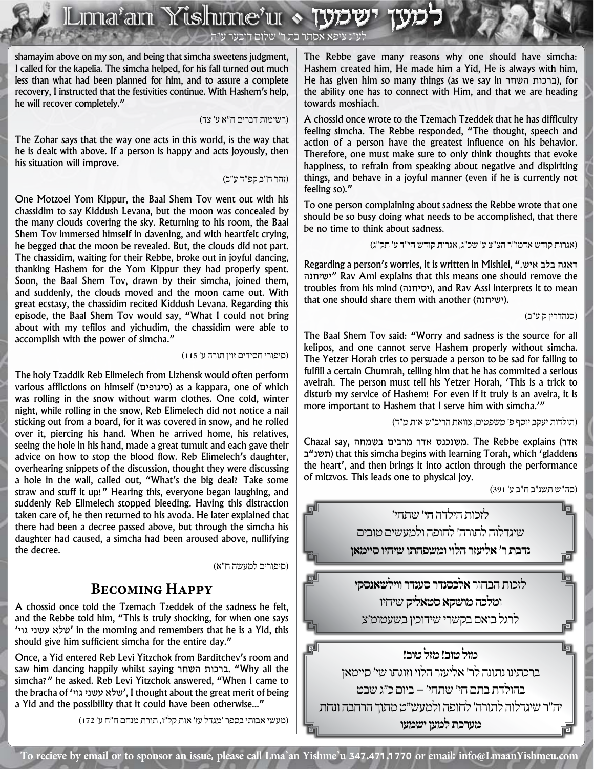shamayim above on my son, and being that simcha sweetens judgment, I called for the kapelia. The simcha helped, for his fall turned out much less than what had been planned for him, and to assure a complete recovery, I instructed that the festivities continue. With Hashem's help, he will recover completely."

(רשימות דברים ח"א ע' צד)

The Zohar says that the way one acts in this world, is the way that he is dealt with above. If a person is happy and acts joyously, then his situation will improve.

(זהר ח"ב קפ"ד ע"ב)

One Motzoei Yom Kippur, the Baal Shem Tov went out with his chassidim to say Kiddush Levana, but the moon was concealed by the many clouds covering the sky. Returning to his room, the Baal Shem Tov immersed himself in davening, and with heartfelt crying, he begged that the moon be revealed. But, the clouds did not part. The chassidim, waiting for their Rebbe, broke out in joyful dancing, thanking Hashem for the Yom Kippur they had properly spent. Soon, the Baal Shem Tov, drawn by their simcha, joined them, and suddenly, the clouds moved and the moon came out. With great ecstasy, the chassidim recited Kiddush Levana. Regarding this episode, the Baal Shem Tov would say, "What I could not bring about with my tefilos and yichudim, the chassidim were able to accomplish with the power of simcha."

(סיפורי חסידים זוין תורה ע' 115)

The holy Tzaddik Reb Elimelech from Lizhensk would often perform various afflictions on himself (סיגופים) as a kappara, one of which was rolling in the snow without warm clothes. One cold, winter night, while rolling in the snow, Reb Elimelech did not notice a nail sticking out from a board, for it was covered in snow, and he rolled over it, piercing his hand. When he arrived home, his relatives, seeing the hole in his hand, made a great tumult and each gave their advice on how to stop the blood flow. Reb Elimelech's daughter, overhearing snippets of the discussion, thought they were discussing a hole in the wall, called out, "What's the big deal? Take some straw and stuff it up!" Hearing this, everyone began laughing, and suddenly Reb Elimelech stopped bleeding. Having this distraction taken care of, he then returned to his avoda. He later explained that there had been a decree passed above, but through the simcha his daughter had caused, a simcha had been aroused above, nullifying the decree.

(סיפורים למעשה ח"א)

## Becoming Happy

A chossid once told the Tzemach Tzeddek of the sadness he felt, and the Rebbe told him, "This is truly shocking, for when one says 'שלא עשני גוי' in the morning and remembers that he is a Yid, this should give him sufficient simcha for the entire day."

Once, a Yid entered Reb Levi Yitzchok from Barditchev's room and saw him dancing happily whilst saying ברכות השחר. "Why all the simcha?" he asked. Reb Levi Yitzchok answered, "When I came to the bracha of 'שלא עשני גוי', I thought about the great merit of being a Yid and the possibility that it could have been otherwise..."

(מעשי אבותי בספר 'מגדל עוז' אות קל"ו, תורת מנחם ח"ח ע' 172)

The Rebbe gave many reasons why one should have simcha: Hashem created him, He made him a Yid, He is always with him, He has given him so many things (as we say in ברכות השחר), for the ability one has to connect with Him, and that we are heading towards moshiach.

A chossid once wrote to the Tzemach Tzeddek that he has difficulty feeling simcha. The Rebbe responded, "The thought, speech and action of a person have the greatest influence on his behavior. Therefore, one must make sure to only think thoughts that evoke happiness, to refrain from speaking about negative and dispiriting things, and behave in a joyful manner (even if he is currently not feeling so)."

To one person complaining about sadness the Rebbe wrote that one should be so busy doing what needs to be accomplished, that there be no time to think about sadness.

(אגרות קודש אדמו"ר הצ"צ ע' שכ"ג, אגרות קודש ח"ד ע' תק"ג)

Regarding a person's worries, it is written in Mishlei, "דאגה בלב איש. ישיחנה" Rav Ami explains that this means one should remove the troubles from his mind (יסיחנה), and Rav Assi interprets it to mean that one should share them with another (ישיחנה).

(סנהדרין ק ע"ב)

The Baal Shem Tov said: "Worry and sadness is the source for all kelipos, and one cannot serve Hashem properly without simcha. The Yetzer Horah tries to persuade a person to be sad for failing to fulfill a certain Chumrah, telling him that he has commited a serious aveirah. The person must tell his Yetzer Horah, 'This is a trick to disturb my service of Hashem! For even if it truly is an aveira, it is more important to Hashem that I serve him with simcha.'"

(תולדות יעקב יוסף פ' משפטים, צוואת הריב"ש אות מ"ד)

Chazal say, משנכנס אדר מרבים בשמחה. The Rebbe explains (אדר תשנ"ב) that this simcha begins with learning Torah, which 'gladdens the heart', and then brings it into action through the performance of mitzvos. This leads one to physical joy.

(סה"ש תשנ"ב ח"ב ע' 391)

לזכות הילדה **חי' שתחי'**
שיגדלוה לתורה לחופה ולמעשים טובים
**נדבת ר' אליעזר הלוי ומשפחתו שיחיו סיימאן**

לזכות הבחור **אלכסנדר סענדר ווילשאנסקי**
**ומלכה מושקא סטאליק** שיחיו
לרגל בואם בקשרי שידוכין בשעטומ"צ

**מזל טוב! מזל טוב!**
ברכתינו נתונה לר' אליעזר הלוי וזוגתו שי' סיימאן
בהולדת בתם חי' שתחי' – ביום כ"ג שבט
יה"ר שיגדלוה לתורה לחופה ולמעש"ט מתוך הרחבה ונחת
**מערכת למען ישמעו**

To recieve by email or to sponsor an issue, please call Lma'an Yishme'u 347.471.1770 or email: info@LmaanYishmeu.com